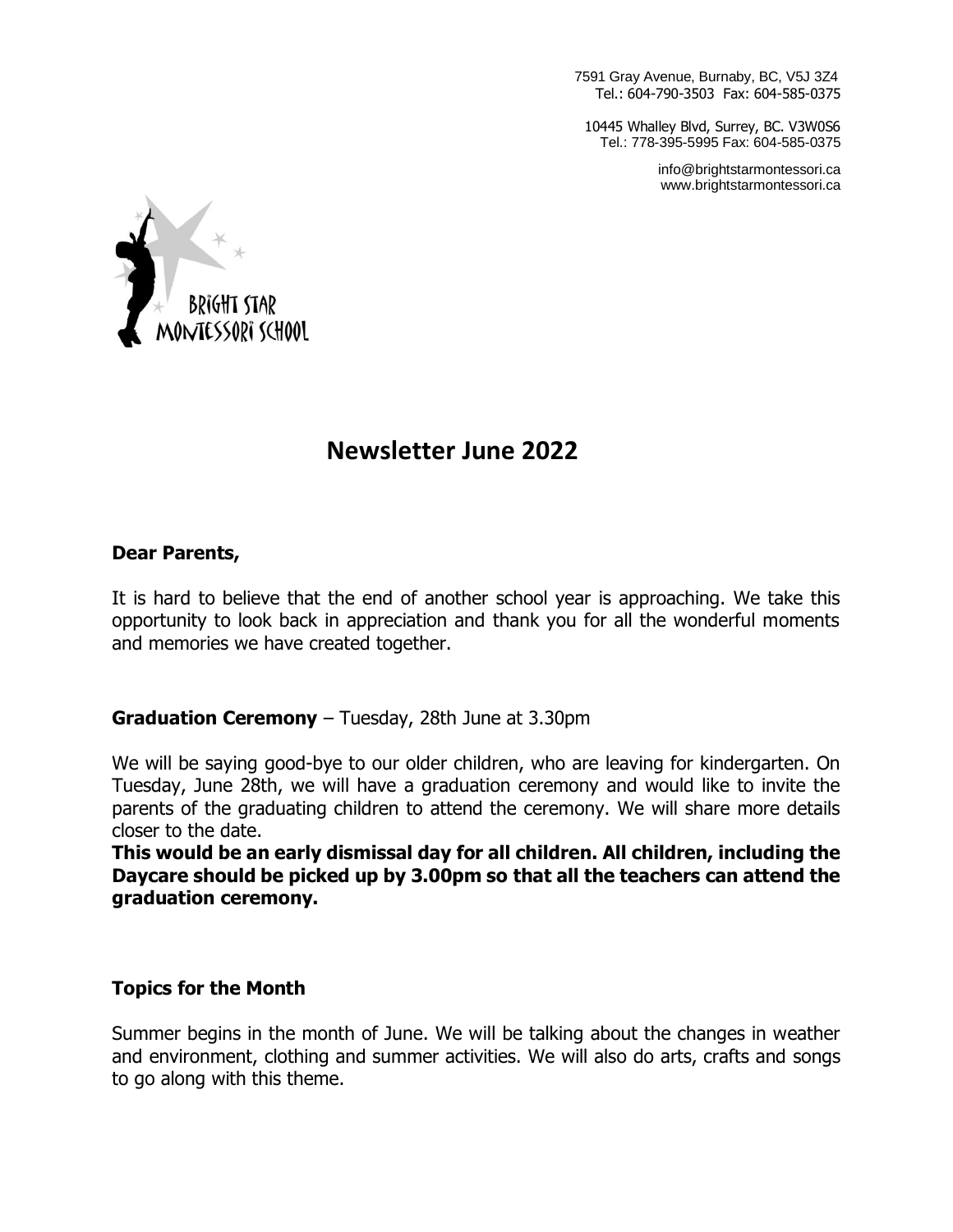7591 Gray Avenue, Burnaby, BC, V5J 3Z4
Tel.: 604-790-3503 Fax: 604-585-0375

10445 Whalley Blvd, Surrey, BC. V3W0S6
Tel.: 778-395-5995 Fax: 604-585-0375

info@brightstarmontessori.ca
www.brightstarmontessori.ca

BRIGHT STAR MONTESSORI SCHOOL

# Newsletter June 2022

**Dear Parents,**

It is hard to believe that the end of another school year is approaching. We take this opportunity to look back in appreciation and thank you for all the wonderful moments and memories we have created together.

**Graduation Ceremony** – Tuesday, 28th June at 3.30pm

We will be saying good-bye to our older children, who are leaving for kindergarten. On Tuesday, June 28th, we will have a graduation ceremony and would like to invite the parents of the graduating children to attend the ceremony. We will share more details closer to the date.
**This would be an early dismissal day for all children. All children, including the Daycare should be picked up by 3.00pm so that all the teachers can attend the graduation ceremony.**

**Topics for the Month**

Summer begins in the month of June. We will be talking about the changes in weather and environment, clothing and summer activities. We will also do arts, crafts and songs to go along with this theme.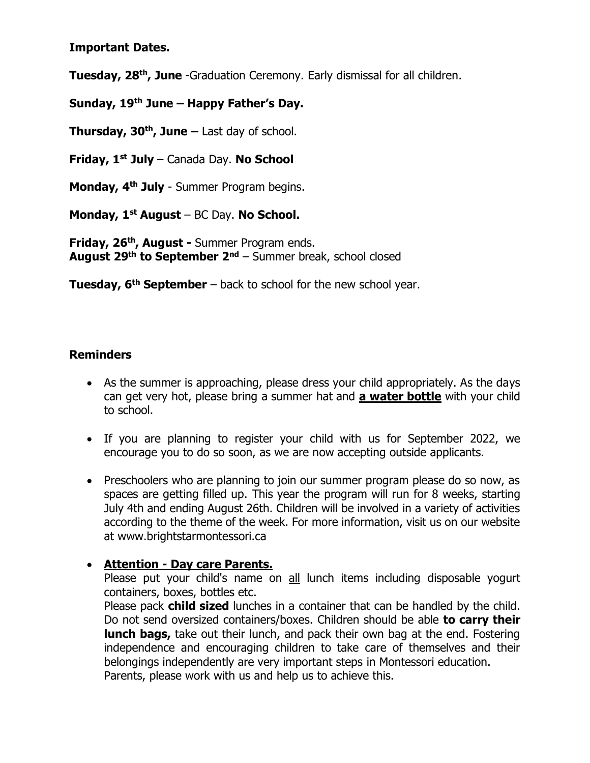**Important Dates.**

**Tuesday, 28th, June** -Graduation Ceremony. Early dismissal for all children.

**Sunday, 19th June – Happy Father's Day.**

**Thursday, 30th, June –** Last day of school.

**Friday, 1st July** – Canada Day. **No School**

**Monday, 4th July** - Summer Program begins.

**Monday, 1st August** – BC Day. **No School.**

**Friday, 26th, August -** Summer Program ends.
**August 29th to September 2nd** – Summer break, school closed

**Tuesday, 6th September** – back to school for the new school year.

**Reminders**

- As the summer is approaching, please dress your child appropriately. As the days can get very hot, please bring a summer hat and **a water bottle** with your child to school.

- If you are planning to register your child with us for September 2022, we encourage you to do so soon, as we are now accepting outside applicants.

- Preschoolers who are planning to join our summer program please do so now, as spaces are getting filled up. This year the program will run for 8 weeks, starting July 4th and ending August 26th. Children will be involved in a variety of activities according to the theme of the week. For more information, visit us on our website at www.brightstarmontessori.ca

- **Attention - Day care Parents.**
  Please put your child's name on all lunch items including disposable yogurt containers, boxes, bottles etc.
  Please pack **child sized** lunches in a container that can be handled by the child. Do not send oversized containers/boxes. Children should be able **to carry their lunch bags,** take out their lunch, and pack their own bag at the end. Fostering independence and encouraging children to take care of themselves and their belongings independently are very important steps in Montessori education.
  Parents, please work with us and help us to achieve this.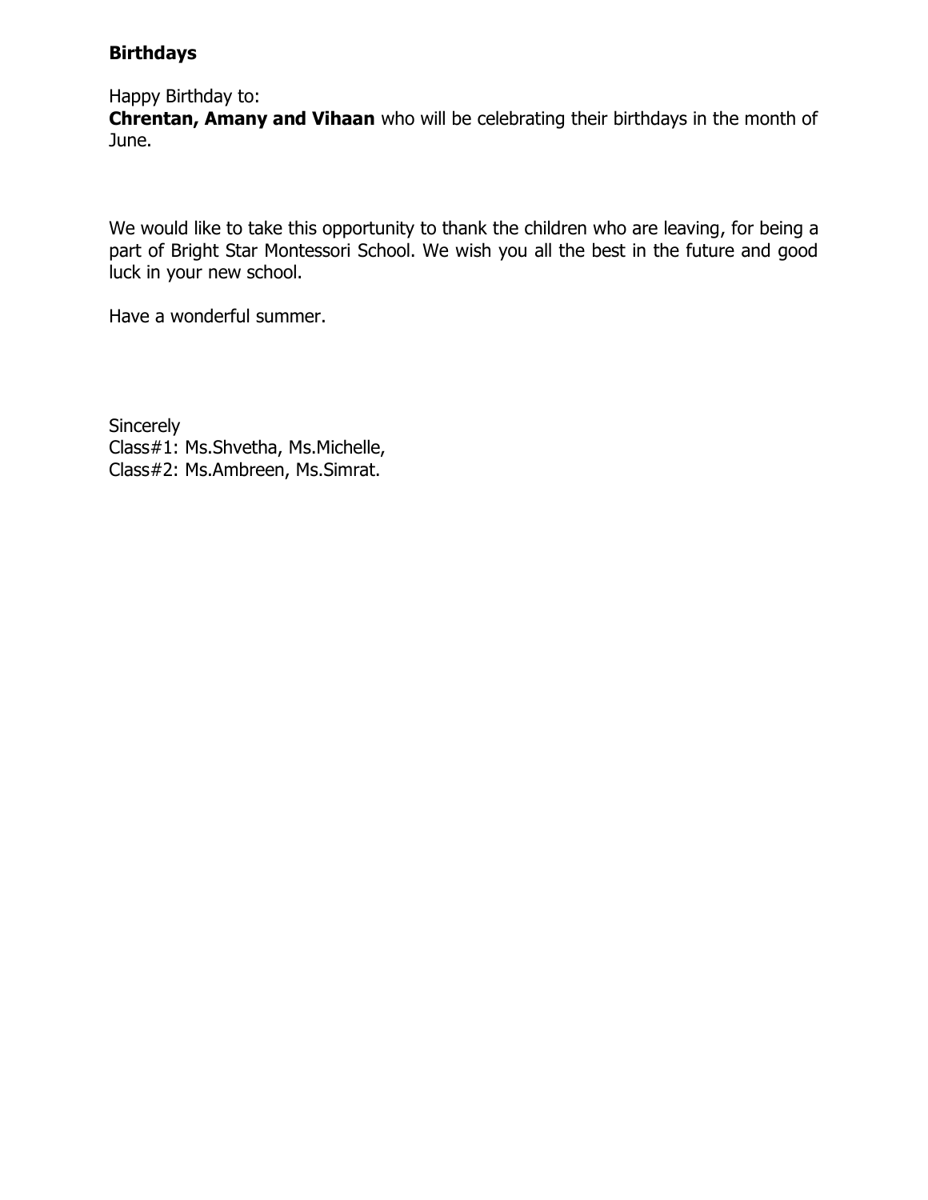**Birthdays**

Happy Birthday to:
**Chrentan, Amany and Vihaan** who will be celebrating their birthdays in the month of June.

We would like to take this opportunity to thank the children who are leaving, for being a part of Bright Star Montessori School. We wish you all the best in the future and good luck in your new school.

Have a wonderful summer.

Sincerely
Class#1: Ms.Shvetha, Ms.Michelle,
Class#2: Ms.Ambreen, Ms.Simrat.